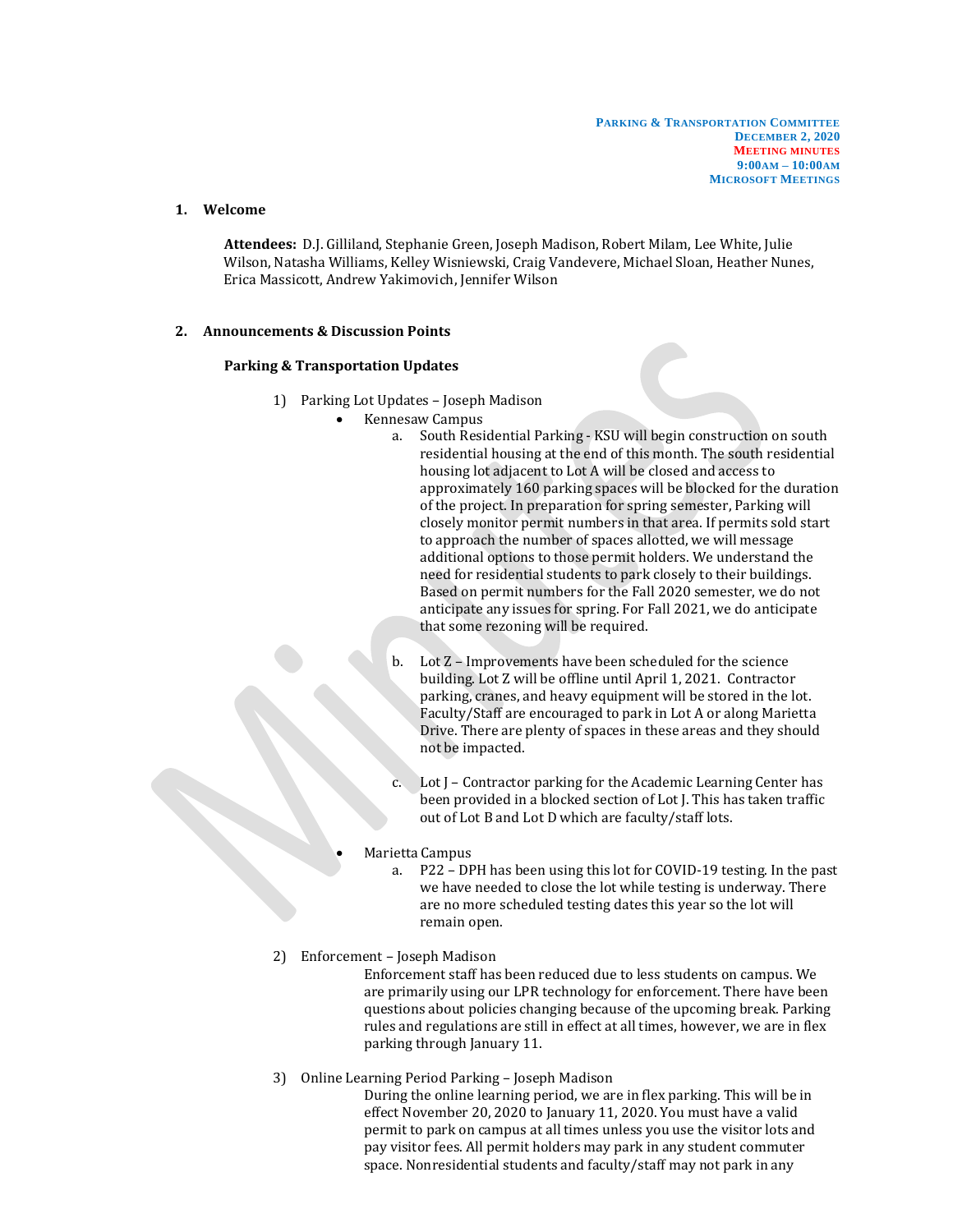**PARKING & TRANSPORTATION COMMITTEE**
**DECEMBER 2, 2020**
**MEETING MINUTES**
**9:00AM – 10:00AM**
**MICROSOFT MEETINGS**

## 1. Welcome

**Attendees:** D.J. Gilliland, Stephanie Green, Joseph Madison, Robert Milam, Lee White, Julie Wilson, Natasha Williams, Kelley Wisniewski, Craig Vandevere, Michael Sloan, Heather Nunes, Erica Massicott, Andrew Yakimovich, Jennifer Wilson

## 2. Announcements & Discussion Points

### Parking & Transportation Updates

1) Parking Lot Updates – Joseph Madison
   - Kennesaw Campus
     a. South Residential Parking - KSU will begin construction on south residential housing at the end of this month. The south residential housing lot adjacent to Lot A will be closed and access to approximately 160 parking spaces will be blocked for the duration of the project. In preparation for spring semester, Parking will closely monitor permit numbers in that area. If permits sold start to approach the number of spaces allotted, we will message additional options to those permit holders. We understand the need for residential students to park closely to their buildings. Based on permit numbers for the Fall 2020 semester, we do not anticipate any issues for spring. For Fall 2021, we do anticipate that some rezoning will be required.

     b. Lot Z – Improvements have been scheduled for the science building. Lot Z will be offline until April 1, 2021. Contractor parking, cranes, and heavy equipment will be stored in the lot. Faculty/Staff are encouraged to park in Lot A or along Marietta Drive. There are plenty of spaces in these areas and they should not be impacted.

     c. Lot J – Contractor parking for the Academic Learning Center has been provided in a blocked section of Lot J. This has taken traffic out of Lot B and Lot D which are faculty/staff lots.

   - Marietta Campus
     a. P22 – DPH has been using this lot for COVID-19 testing. In the past we have needed to close the lot while testing is underway. There are no more scheduled testing dates this year so the lot will remain open.

2) Enforcement – Joseph Madison

   Enforcement staff has been reduced due to less students on campus. We are primarily using our LPR technology for enforcement. There have been questions about policies changing because of the upcoming break. Parking rules and regulations are still in effect at all times, however, we are in flex parking through January 11.

3) Online Learning Period Parking – Joseph Madison

   During the online learning period, we are in flex parking. This will be in effect November 20, 2020 to January 11, 2020. You must have a valid permit to park on campus at all times unless you use the visitor lots and pay visitor fees. All permit holders may park in any student commuter space. Nonresidential students and faculty/staff may not park in any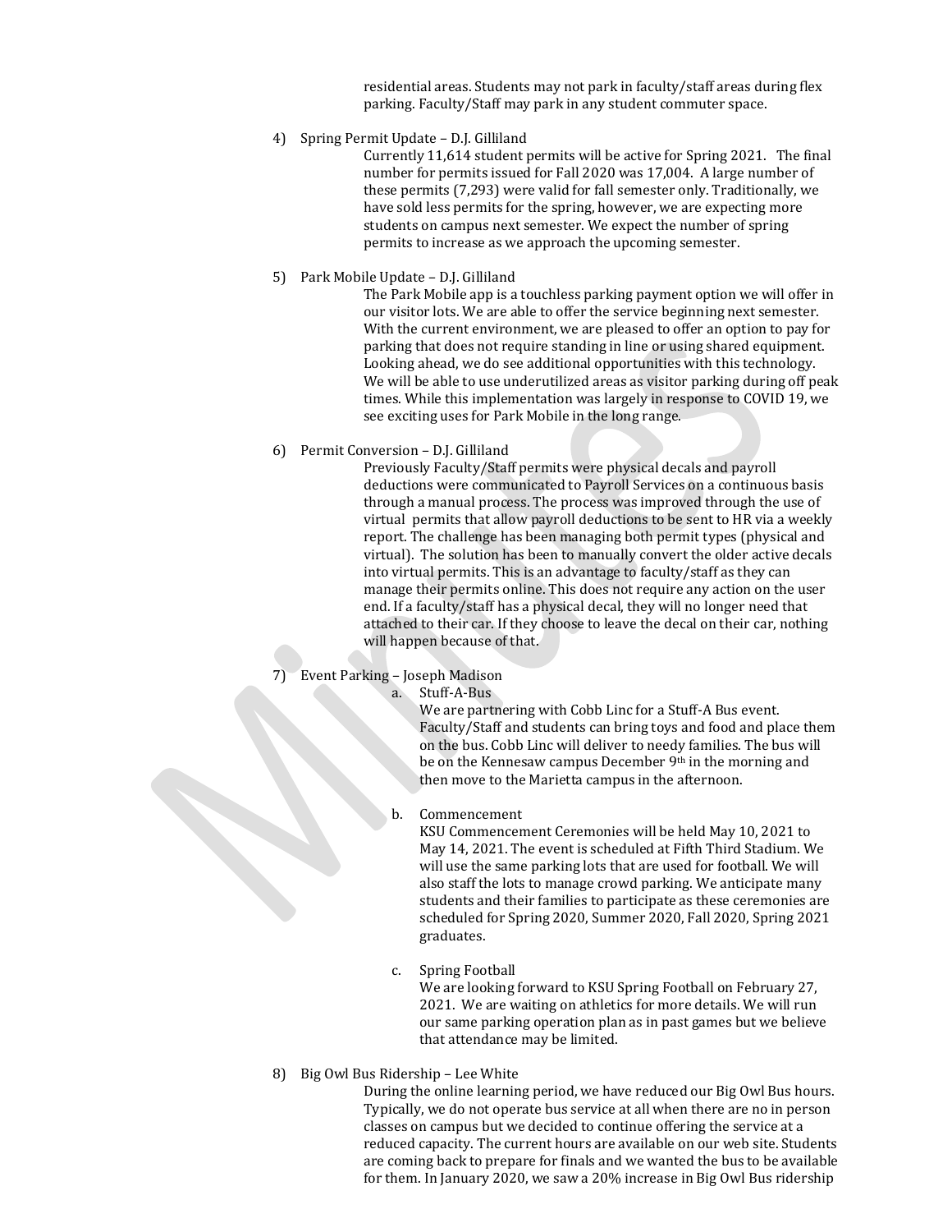residential areas. Students may not park in faculty/staff areas during flex parking. Faculty/Staff may park in any student commuter space.

4) Spring Permit Update – D.J. Gilliland

   Currently 11,614 student permits will be active for Spring 2021. The final number for permits issued for Fall 2020 was 17,004. A large number of these permits (7,293) were valid for fall semester only. Traditionally, we have sold less permits for the spring, however, we are expecting more students on campus next semester. We expect the number of spring permits to increase as we approach the upcoming semester.

5) Park Mobile Update – D.J. Gilliland

   The Park Mobile app is a touchless parking payment option we will offer in our visitor lots. We are able to offer the service beginning next semester. With the current environment, we are pleased to offer an option to pay for parking that does not require standing in line or using shared equipment. Looking ahead, we do see additional opportunities with this technology. We will be able to use underutilized areas as visitor parking during off peak times. While this implementation was largely in response to COVID 19, we see exciting uses for Park Mobile in the long range.

6) Permit Conversion – D.J. Gilliland

   Previously Faculty/Staff permits were physical decals and payroll deductions were communicated to Payroll Services on a continuous basis through a manual process. The process was improved through the use of virtual permits that allow payroll deductions to be sent to HR via a weekly report. The challenge has been managing both permit types (physical and virtual). The solution has been to manually convert the older active decals into virtual permits. This is an advantage to faculty/staff as they can manage their permits online. This does not require any action on the user end. If a faculty/staff has a physical decal, they will no longer need that attached to their car. If they choose to leave the decal on their car, nothing will happen because of that.

7) Event Parking – Joseph Madison

   a. Stuff-A-Bus

      We are partnering with Cobb Linc for a Stuff-A Bus event. Faculty/Staff and students can bring toys and food and place them on the bus. Cobb Linc will deliver to needy families. The bus will be on the Kennesaw campus December 9th in the morning and then move to the Marietta campus in the afternoon.

   b. Commencement

      KSU Commencement Ceremonies will be held May 10, 2021 to May 14, 2021. The event is scheduled at Fifth Third Stadium. We will use the same parking lots that are used for football. We will also staff the lots to manage crowd parking. We anticipate many students and their families to participate as these ceremonies are scheduled for Spring 2020, Summer 2020, Fall 2020, Spring 2021 graduates.

   c. Spring Football

      We are looking forward to KSU Spring Football on February 27, 2021. We are waiting on athletics for more details. We will run our same parking operation plan as in past games but we believe that attendance may be limited.

8) Big Owl Bus Ridership – Lee White

   During the online learning period, we have reduced our Big Owl Bus hours. Typically, we do not operate bus service at all when there are no in person classes on campus but we decided to continue offering the service at a reduced capacity. The current hours are available on our web site. Students are coming back to prepare for finals and we wanted the bus to be available for them. In January 2020, we saw a 20% increase in Big Owl Bus ridership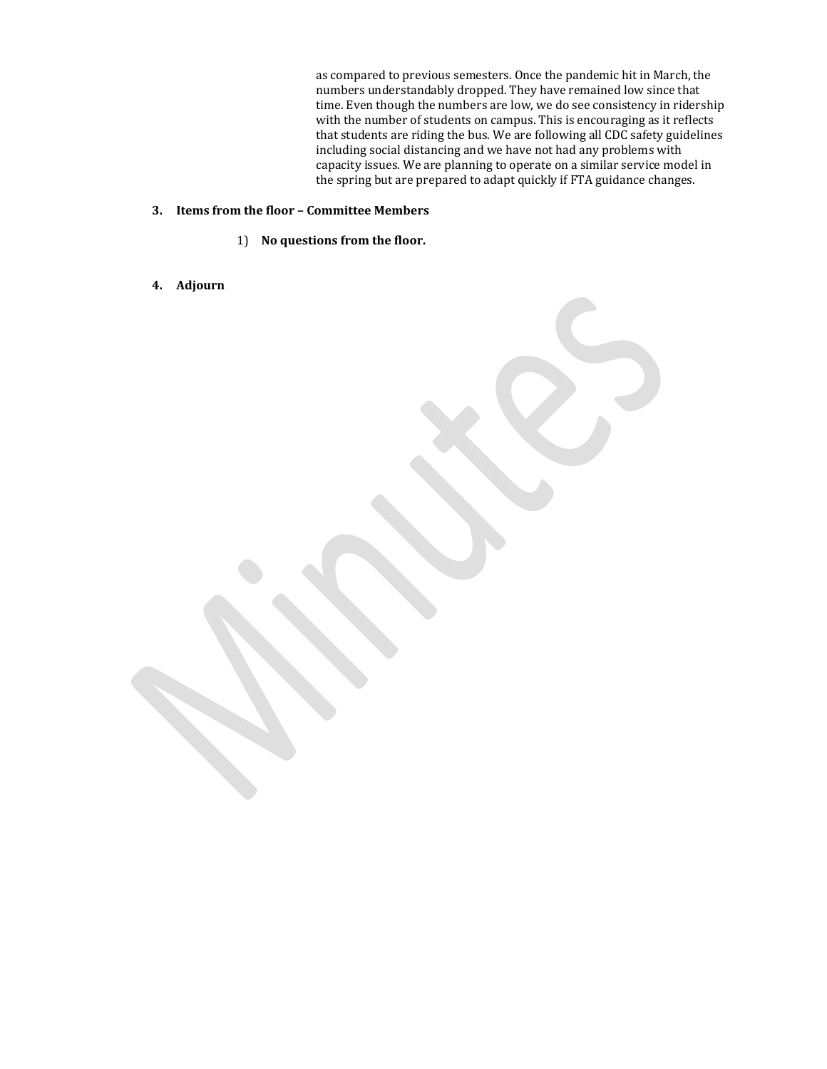as compared to previous semesters. Once the pandemic hit in March, the numbers understandably dropped. They have remained low since that time. Even though the numbers are low, we do see consistency in ridership with the number of students on campus. This is encouraging as it reflects that students are riding the bus. We are following all CDC safety guidelines including social distancing and we have not had any problems with capacity issues. We are planning to operate on a similar service model in the spring but are prepared to adapt quickly if FTA guidance changes.

**3. Items from the floor – Committee Members**

1) **No questions from the floor.**

**4. Adjourn**